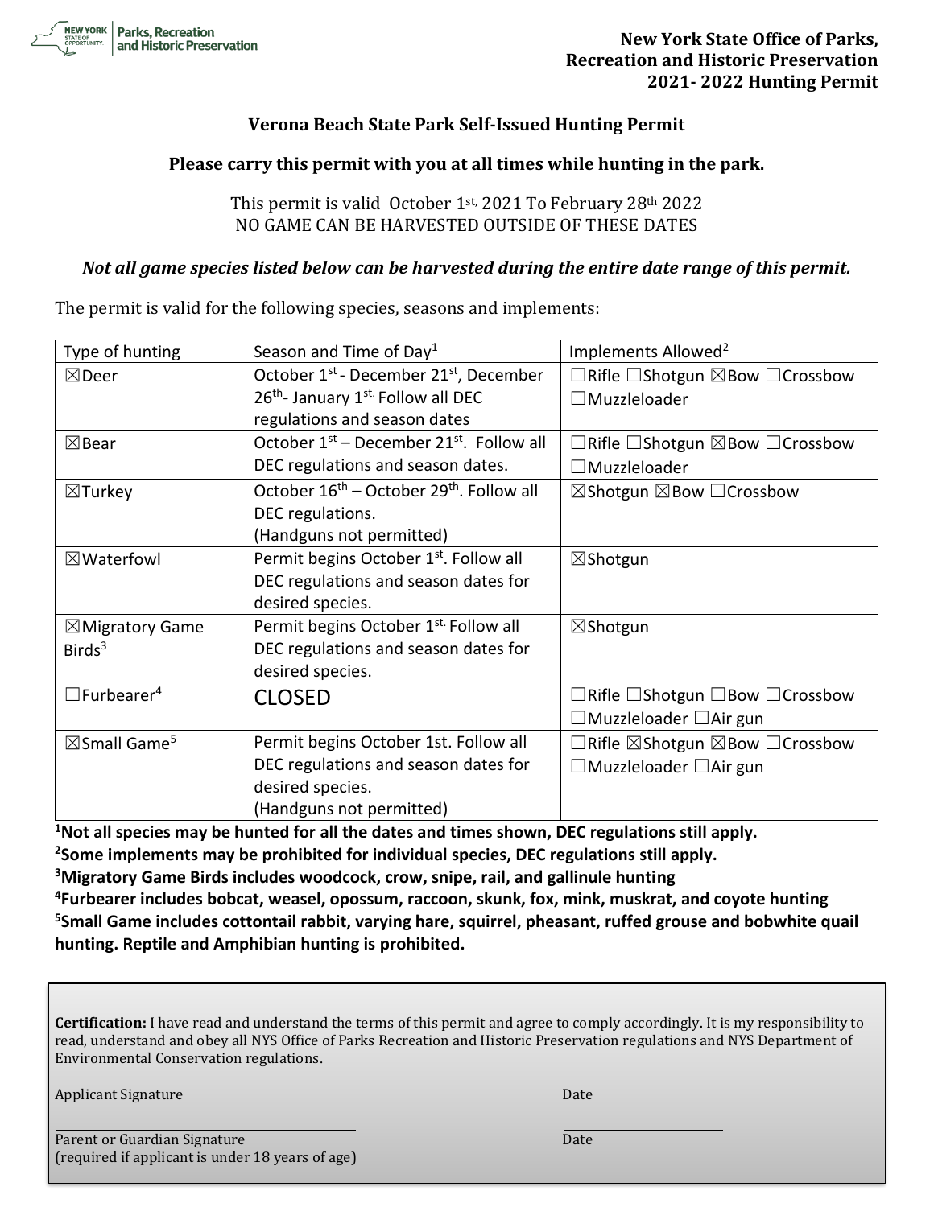**New York State Office of Parks, Recreation and Historic Preservation 2021- 2022 Hunting Permit**

## Verona Beach State Park Self-Issued Hunting Permit

**Please carry this permit with you at all times while hunting in the park.**

This permit is valid October 1st, 2021 To February 28th 2022
NO GAME CAN BE HARVESTED OUTSIDE OF THESE DATES

***Not all game species listed below can be harvested during the entire date range of this permit.***

The permit is valid for the following species, seasons and implements:

| Type of hunting | Season and Time of Day[1] | Implements Allowed[2] |
|---|---|---|
| ☒Deer | October 1st - December 21st, December 26th- January 1st. Follow all DEC regulations and season dates | ☐Rifle ☐Shotgun ☒Bow ☐Crossbow ☐Muzzleloader |
| ☒Bear | October 1st – December 21st. Follow all DEC regulations and season dates. | ☐Rifle ☐Shotgun ☒Bow ☐Crossbow ☐Muzzleloader |
| ☒Turkey | October 16th – October 29th. Follow all DEC regulations. (Handguns not permitted) | ☒Shotgun ☒Bow ☐Crossbow |
| ☒Waterfowl | Permit begins October 1st. Follow all DEC regulations and season dates for desired species. | ☒Shotgun |
| ☒Migratory Game Birds[3] | Permit begins October 1st. Follow all DEC regulations and season dates for desired species. | ☒Shotgun |
| ☐Furbearer[4] | CLOSED | ☐Rifle ☐Shotgun ☐Bow ☐Crossbow ☐Muzzleloader ☐Air gun |
| ☒Small Game[5] | Permit begins October 1st. Follow all DEC regulations and season dates for desired species. (Handguns not permitted) | ☐Rifle ☒Shotgun ☒Bow ☐Crossbow ☐Muzzleloader ☐Air gun |

**[1]Not all species may be hunted for all the dates and times shown, DEC regulations still apply.**
**[2]Some implements may be prohibited for individual species, DEC regulations still apply.**
**[3]Migratory Game Birds includes woodcock, crow, snipe, rail, and gallinule hunting**
**[4]Furbearer includes bobcat, weasel, opossum, raccoon, skunk, fox, mink, muskrat, and coyote hunting**
**[5]Small Game includes cottontail rabbit, varying hare, squirrel, pheasant, ruffed grouse and bobwhite quail hunting. Reptile and Amphibian hunting is prohibited.**

**Certification:** I have read and understand the terms of this permit and agree to comply accordingly. It is my responsibility to read, understand and obey all NYS Office of Parks Recreation and Historic Preservation regulations and NYS Department of Environmental Conservation regulations.

Applicant Signature ____________________ Date ____________

Parent or Guardian Signature ____________________ Date ____________
(required if applicant is under 18 years of age)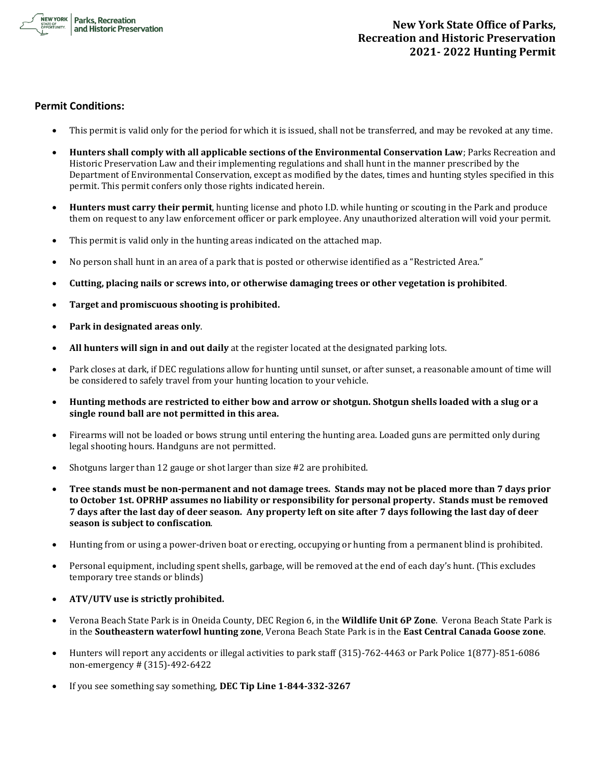# New York State Office of Parks, Recreation and Historic Preservation 2021- 2022 Hunting Permit

## Permit Conditions:

- This permit is valid only for the period for which it is issued, shall not be transferred, and may be revoked at any time.
- **Hunters shall comply with all applicable sections of the Environmental Conservation Law**; Parks Recreation and Historic Preservation Law and their implementing regulations and shall hunt in the manner prescribed by the Department of Environmental Conservation, except as modified by the dates, times and hunting styles specified in this permit. This permit confers only those rights indicated herein.
- **Hunters must carry their permit**, hunting license and photo I.D. while hunting or scouting in the Park and produce them on request to any law enforcement officer or park employee. Any unauthorized alteration will void your permit.
- This permit is valid only in the hunting areas indicated on the attached map.
- No person shall hunt in an area of a park that is posted or otherwise identified as a "Restricted Area."
- **Cutting, placing nails or screws into, or otherwise damaging trees or other vegetation is prohibited**.
- **Target and promiscuous shooting is prohibited.**
- **Park in designated areas only**.
- **All hunters will sign in and out daily** at the register located at the designated parking lots.
- Park closes at dark, if DEC regulations allow for hunting until sunset, or after sunset, a reasonable amount of time will be considered to safely travel from your hunting location to your vehicle.
- **Hunting methods are restricted to either bow and arrow or shotgun. Shotgun shells loaded with a slug or a single round ball are not permitted in this area.**
- Firearms will not be loaded or bows strung until entering the hunting area. Loaded guns are permitted only during legal shooting hours. Handguns are not permitted.
- Shotguns larger than 12 gauge or shot larger than size #2 are prohibited.
- **Tree stands must be non-permanent and not damage trees. Stands may not be placed more than 7 days prior to October 1st. OPRHP assumes no liability or responsibility for personal property. Stands must be removed 7 days after the last day of deer season. Any property left on site after 7 days following the last day of deer season is subject to confiscation**.
- Hunting from or using a power-driven boat or erecting, occupying or hunting from a permanent blind is prohibited.
- Personal equipment, including spent shells, garbage, will be removed at the end of each day's hunt. (This excludes temporary tree stands or blinds)
- **ATV/UTV use is strictly prohibited.**
- Verona Beach State Park is in Oneida County, DEC Region 6, in the **Wildlife Unit 6P Zone**. Verona Beach State Park is in the **Southeastern waterfowl hunting zone**, Verona Beach State Park is in the **East Central Canada Goose zone**.
- Hunters will report any accidents or illegal activities to park staff (315)-762-4463 or Park Police 1(877)-851-6086 non-emergency # (315)-492-6422
- If you see something say something, **DEC Tip Line 1-844-332-3267**